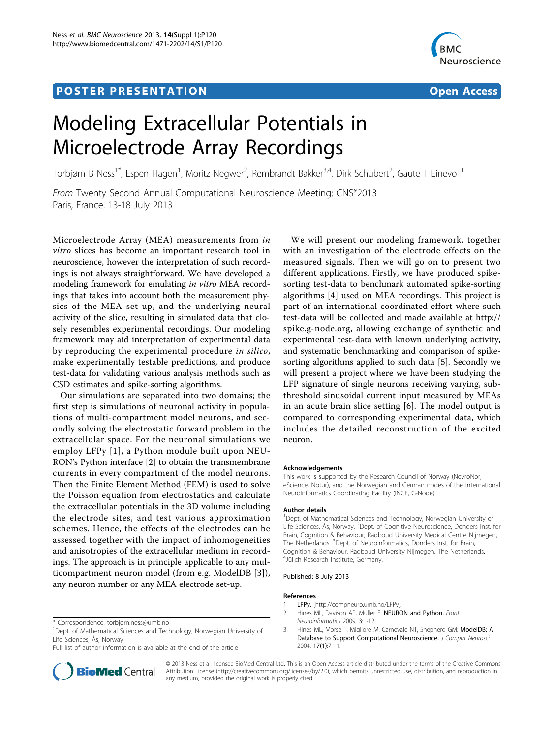POSTER PRESENTATION | Open Access

# Modeling Extracellular Potentials in Microelectrode Array Recordings

Torbjørn B Ness[1*], Espen Hagen[1], Moritz Negwer[2], Rembrandt Bakker[3,4], Dirk Schubert[2], Gaute T Einevoll[1]

*From* Twenty Second Annual Computational Neuroscience Meeting: CNS*2013
Paris, France. 13-18 July 2013

Microelectrode Array (MEA) measurements from *in vitro* slices has become an important research tool in neuroscience, however the interpretation of such recordings is not always straightforward. We have developed a modeling framework for emulating *in vitro* MEA recordings that takes into account both the measurement physics of the MEA set-up, and the underlying neural activity of the slice, resulting in simulated data that closely resembles experimental recordings. Our modeling framework may aid interpretation of experimental data by reproducing the experimental procedure *in silico*, make experimentally testable predictions, and produce test-data for validating various analysis methods such as CSD estimates and spike-sorting algorithms.

Our simulations are separated into two domains; the first step is simulations of neuronal activity in populations of multi-compartment model neurons, and secondly solving the electrostatic forward problem in the extracellular space. For the neuronal simulations we employ LFPy [1], a Python module built upon NEURON's Python interface [2] to obtain the transmembrane currents in every compartment of the model neurons. Then the Finite Element Method (FEM) is used to solve the Poisson equation from electrostatics and calculate the extracellular potentials in the 3D volume including the electrode sites, and test various approximation schemes. Hence, the effects of the electrodes can be assessed together with the impact of inhomogeneities and anisotropies of the extracellular medium in recordings. The approach is in principle applicable to any multicompartment neuron model (from e.g. ModelDB [3]), any neuron number or any MEA electrode set-up.

We will present our modeling framework, together with an investigation of the electrode effects on the measured signals. Then we will go on to present two different applications. Firstly, we have produced spike-sorting test-data to benchmark automated spike-sorting algorithms [4] used on MEA recordings. This project is part of an international coordinated effort where such test-data will be collected and made available at http://spike.g-node.org, allowing exchange of synthetic and experimental test-data with known underlying activity, and systematic benchmarking and comparison of spike-sorting algorithms applied to such data [5]. Secondly we will present a project where we have been studying the LFP signature of single neurons receiving varying, subthreshold sinusoidal current input measured by MEAs in an acute brain slice setting [6]. The model output is compared to corresponding experimental data, which includes the detailed reconstruction of the excited neuron.

### Acknowledgements

This work is supported by the Research Council of Norway (NevroNor, eScience, Notur), and the Norwegian and German nodes of the International Neuroinformatics Coordinating Facility (INCF, G-Node).

### Author details

[1]Dept. of Mathematical Sciences and Technology, Norwegian University of Life Sciences, Ås, Norway. [2]Dept. of Cognitive Neuroscience, Donders Inst. for Brain, Cognition & Behaviour, Radboud University Medical Centre Nijmegen, The Netherlands. [3]Dept. of Neuroinformatics, Donders Inst. for Brain, Cognition & Behaviour, Radboud University Nijmegen, The Netherlands. [4]Jülich Research Institute, Germany.

Published: 8 July 2013

### References

1. **LFPy.** [http://compneuro.umb.no/LFPy].
2. Hines ML, Davison AP, Muller E: **NEURON and Python.** *Front Neuroinformatics* 2009, **3**:1-12.
3. Hines ML, Morse T, Migliore M, Carnevale NT, Shepherd GM: **ModelDB: A Database to Support Computational Neuroscience.** *J Comput Neurosci* 2004, **17(1)**:7-11.

\* Correspondence: torbjorn.ness@umb.no
[1]Dept. of Mathematical Sciences and Technology, Norwegian University of Life Sciences, Ås, Norway
Full list of author information is available at the end of the article

© 2013 Ness et al; licensee BioMed Central Ltd. This is an Open Access article distributed under the terms of the Creative Commons Attribution License (http://creativecommons.org/licenses/by/2.0), which permits unrestricted use, distribution, and reproduction in any medium, provided the original work is properly cited.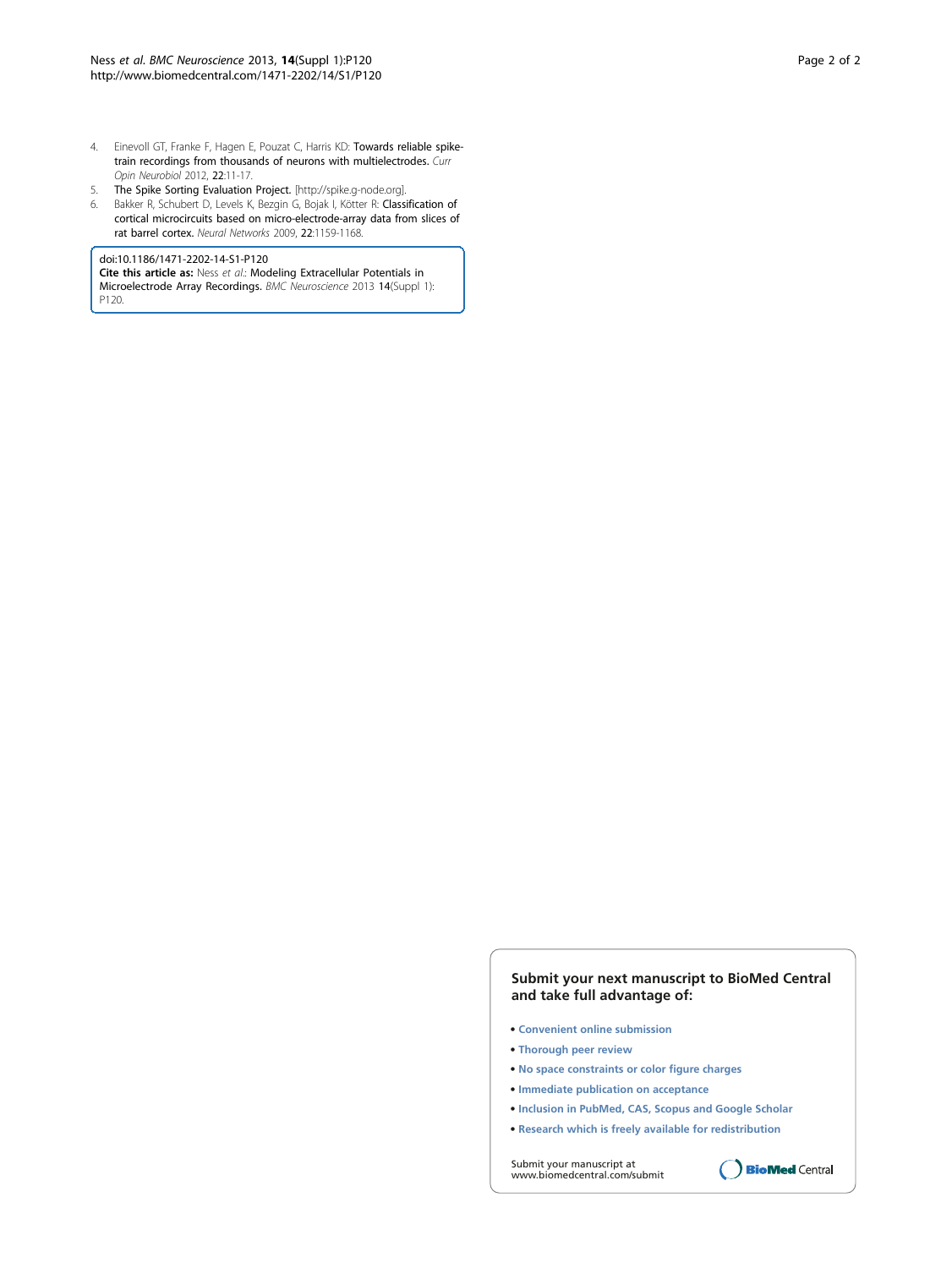4. Einevoll GT, Franke F, Hagen E, Pouzat C, Harris KD: **Towards reliable spike-train recordings from thousands of neurons with multielectrodes.** *Curr Opin Neurobiol* 2012, **22**:11-17.
5. **The Spike Sorting Evaluation Project.** [http://spike.g-node.org].
6. Bakker R, Schubert D, Levels K, Bezgin G, Bojak I, Kötter R: **Classification of cortical microcircuits based on micro-electrode-array data from slices of rat barrel cortex.** *Neural Networks* 2009, **22**:1159-1168.

doi:10.1186/1471-2202-14-S1-P120
**Cite this article as:** Ness *et al.*: Modeling Extracellular Potentials in Microelectrode Array Recordings. *BMC Neuroscience* 2013 **14**(Suppl 1): P120.

**Submit your next manuscript to BioMed Central and take full advantage of:**

- **Convenient online submission**
- **Thorough peer review**
- **No space constraints or color figure charges**
- **Immediate publication on acceptance**
- **Inclusion in PubMed, CAS, Scopus and Google Scholar**
- **Research which is freely available for redistribution**

Submit your manuscript at
www.biomedcentral.com/submit

BioMed Central